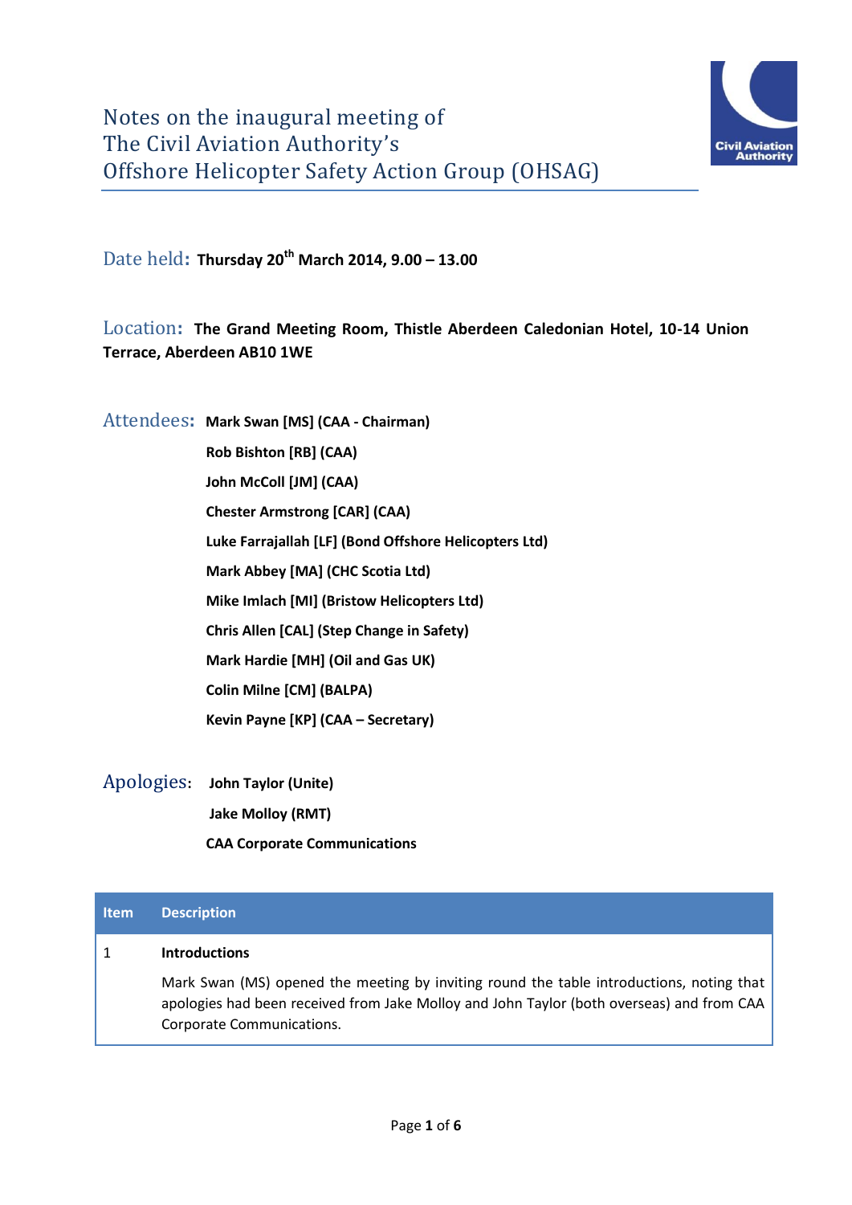# Notes on the inaugural meeting of The Civil Aviation Authority's Offshore Helicopter Safety Action Group (OHSAG)

**Date held: Thursday 20th March 2014, 9.00 – 13.00**

**Location: The Grand Meeting Room, Thistle Aberdeen Caledonian Hotel, 10-14 Union Terrace, Aberdeen AB10 1WE**

**Attendees:**

- **Mark Swan [MS] (CAA - Chairman)**
- **Rob Bishton [RB] (CAA)**
- **John McColl [JM] (CAA)**
- **Chester Armstrong [CAR] (CAA)**
- **Luke Farrajallah [LF] (Bond Offshore Helicopters Ltd)**
- **Mark Abbey [MA] (CHC Scotia Ltd)**
- **Mike Imlach [MI] (Bristow Helicopters Ltd)**
- **Chris Allen [CAL] (Step Change in Safety)**
- **Mark Hardie [MH] (Oil and Gas UK)**
- **Colin Milne [CM] (BALPA)**
- **Kevin Payne [KP] (CAA – Secretary)**

**Apologies:**

- **John Taylor (Unite)**
- **Jake Molloy (RMT)**
- **CAA Corporate Communications**

| Item | Description |
|---|---|
| 1 | **Introductions**<br><br>Mark Swan (MS) opened the meeting by inviting round the table introductions, noting that apologies had been received from Jake Molloy and John Taylor (both overseas) and from CAA Corporate Communications. |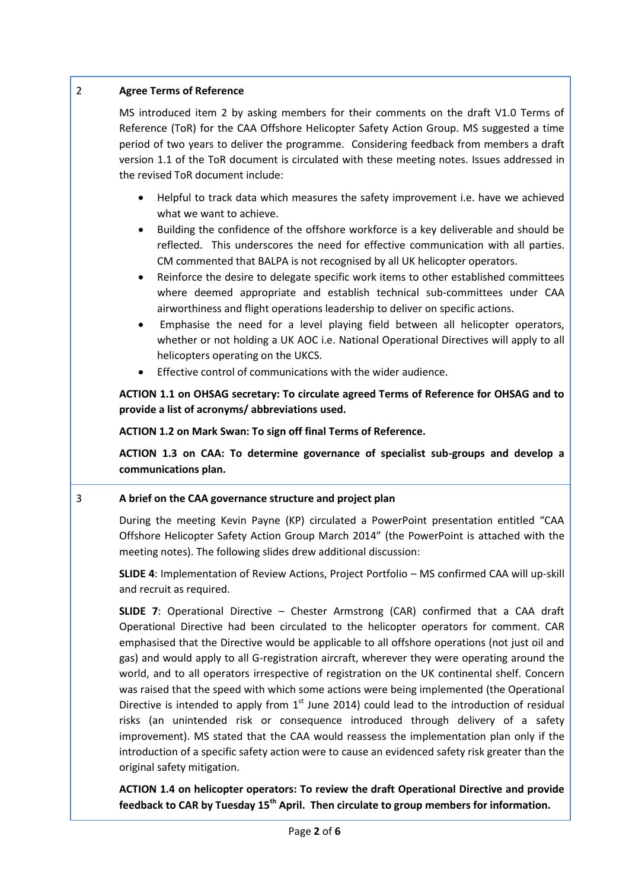## 2 Agree Terms of Reference

MS introduced item 2 by asking members for their comments on the draft V1.0 Terms of Reference (ToR) for the CAA Offshore Helicopter Safety Action Group. MS suggested a time period of two years to deliver the programme. Considering feedback from members a draft version 1.1 of the ToR document is circulated with these meeting notes. Issues addressed in the revised ToR document include:

- Helpful to track data which measures the safety improvement i.e. have we achieved what we want to achieve.
- Building the confidence of the offshore workforce is a key deliverable and should be reflected. This underscores the need for effective communication with all parties. CM commented that BALPA is not recognised by all UK helicopter operators.
- Reinforce the desire to delegate specific work items to other established committees where deemed appropriate and establish technical sub-committees under CAA airworthiness and flight operations leadership to deliver on specific actions.
- Emphasise the need for a level playing field between all helicopter operators, whether or not holding a UK AOC i.e. National Operational Directives will apply to all helicopters operating on the UKCS.
- Effective control of communications with the wider audience.

**ACTION 1.1 on OHSAG secretary: To circulate agreed Terms of Reference for OHSAG and to provide a list of acronyms/ abbreviations used.**

**ACTION 1.2 on Mark Swan: To sign off final Terms of Reference.**

**ACTION 1.3 on CAA: To determine governance of specialist sub-groups and develop a communications plan.**

## 3 A brief on the CAA governance structure and project plan

During the meeting Kevin Payne (KP) circulated a PowerPoint presentation entitled "CAA Offshore Helicopter Safety Action Group March 2014" (the PowerPoint is attached with the meeting notes). The following slides drew additional discussion:

**SLIDE 4**: Implementation of Review Actions, Project Portfolio – MS confirmed CAA will up-skill and recruit as required.

**SLIDE 7**: Operational Directive – Chester Armstrong (CAR) confirmed that a CAA draft Operational Directive had been circulated to the helicopter operators for comment. CAR emphasised that the Directive would be applicable to all offshore operations (not just oil and gas) and would apply to all G-registration aircraft, wherever they were operating around the world, and to all operators irrespective of registration on the UK continental shelf. Concern was raised that the speed with which some actions were being implemented (the Operational Directive is intended to apply from 1st June 2014) could lead to the introduction of residual risks (an unintended risk or consequence introduced through delivery of a safety improvement). MS stated that the CAA would reassess the implementation plan only if the introduction of a specific safety action were to cause an evidenced safety risk greater than the original safety mitigation.

**ACTION 1.4 on helicopter operators: To review the draft Operational Directive and provide feedback to CAR by Tuesday 15th April. Then circulate to group members for information.**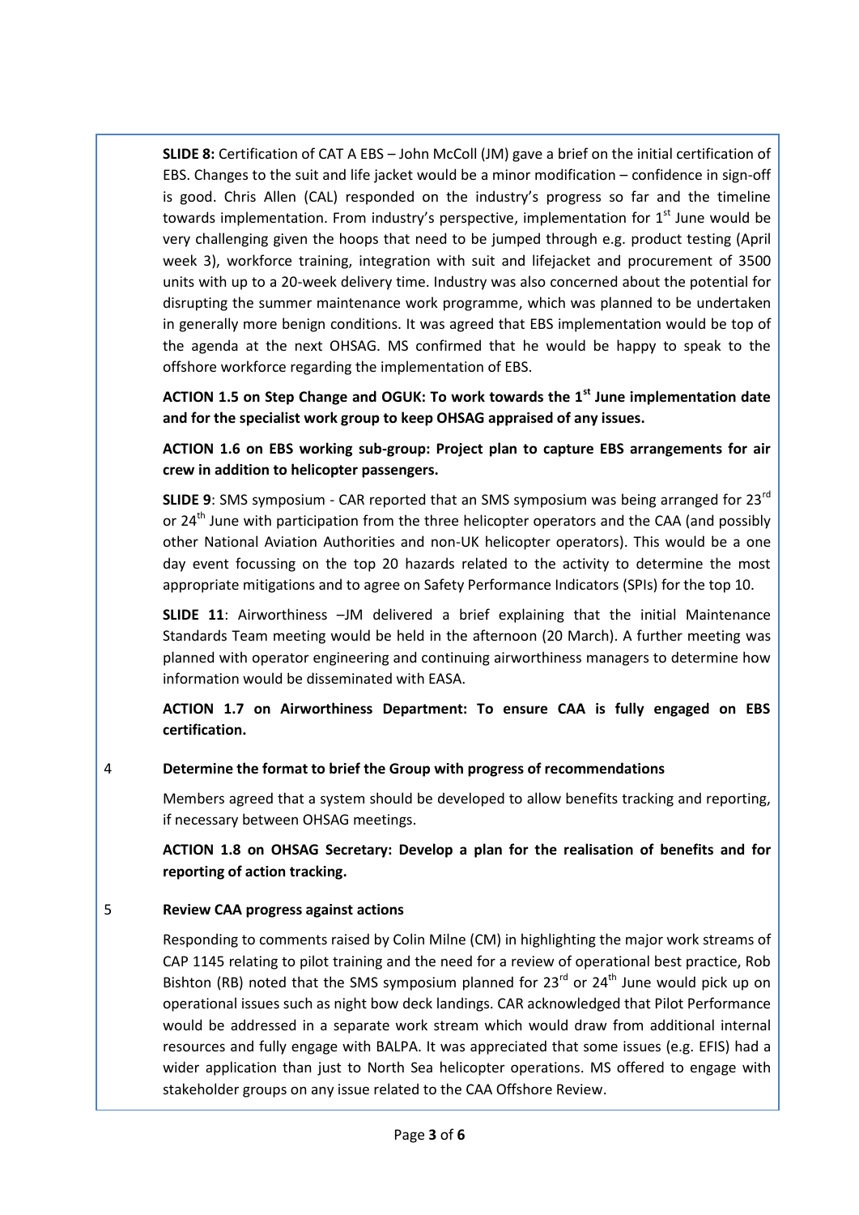**SLIDE 8:** Certification of CAT A EBS – John McColl (JM) gave a brief on the initial certification of EBS. Changes to the suit and life jacket would be a minor modification – confidence in sign-off is good. Chris Allen (CAL) responded on the industry's progress so far and the timeline towards implementation. From industry's perspective, implementation for 1st June would be very challenging given the hoops that need to be jumped through e.g. product testing (April week 3), workforce training, integration with suit and lifejacket and procurement of 3500 units with up to a 20-week delivery time. Industry was also concerned about the potential for disrupting the summer maintenance work programme, which was planned to be undertaken in generally more benign conditions. It was agreed that EBS implementation would be top of the agenda at the next OHSAG. MS confirmed that he would be happy to speak to the offshore workforce regarding the implementation of EBS.

**ACTION 1.5 on Step Change and OGUK: To work towards the 1st June implementation date and for the specialist work group to keep OHSAG appraised of any issues.**

**ACTION 1.6 on EBS working sub-group: Project plan to capture EBS arrangements for air crew in addition to helicopter passengers.**

**SLIDE 9**: SMS symposium - CAR reported that an SMS symposium was being arranged for 23rd or 24th June with participation from the three helicopter operators and the CAA (and possibly other National Aviation Authorities and non-UK helicopter operators). This would be a one day event focussing on the top 20 hazards related to the activity to determine the most appropriate mitigations and to agree on Safety Performance Indicators (SPIs) for the top 10.

**SLIDE 11**: Airworthiness –JM delivered a brief explaining that the initial Maintenance Standards Team meeting would be held in the afternoon (20 March). A further meeting was planned with operator engineering and continuing airworthiness managers to determine how information would be disseminated with EASA.

**ACTION 1.7 on Airworthiness Department: To ensure CAA is fully engaged on EBS certification.**

4 **Determine the format to brief the Group with progress of recommendations**

Members agreed that a system should be developed to allow benefits tracking and reporting, if necessary between OHSAG meetings.

**ACTION 1.8 on OHSAG Secretary: Develop a plan for the realisation of benefits and for reporting of action tracking.**

5 **Review CAA progress against actions**

Responding to comments raised by Colin Milne (CM) in highlighting the major work streams of CAP 1145 relating to pilot training and the need for a review of operational best practice, Rob Bishton (RB) noted that the SMS symposium planned for 23rd or 24th June would pick up on operational issues such as night bow deck landings. CAR acknowledged that Pilot Performance would be addressed in a separate work stream which would draw from additional internal resources and fully engage with BALPA. It was appreciated that some issues (e.g. EFIS) had a wider application than just to North Sea helicopter operations. MS offered to engage with stakeholder groups on any issue related to the CAA Offshore Review.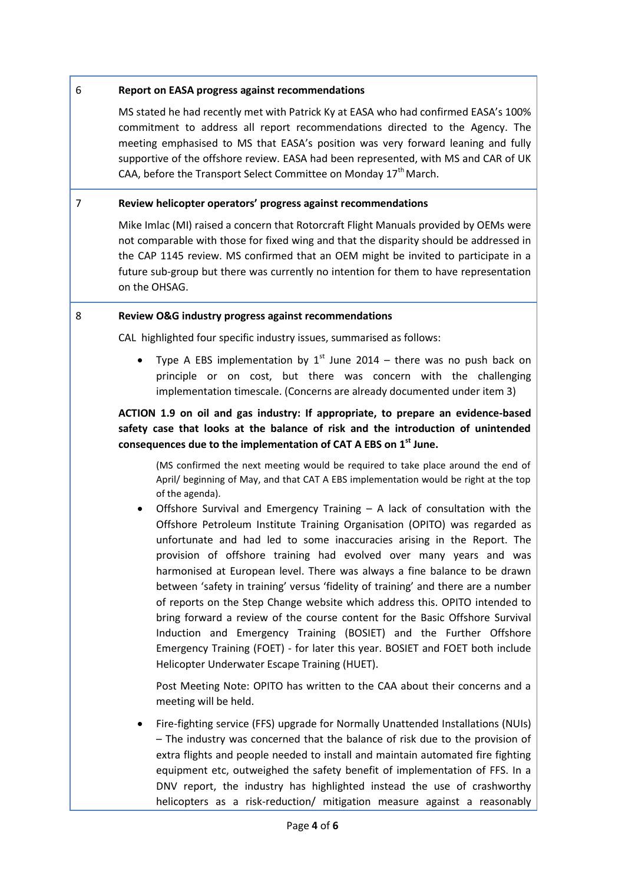| | |
|---|---|
| 6 | **Report on EASA progress against recommendations** |
| | MS stated he had recently met with Patrick Ky at EASA who had confirmed EASA's 100% commitment to address all report recommendations directed to the Agency. The meeting emphasised to MS that EASA's position was very forward leaning and fully supportive of the offshore review. EASA had been represented, with MS and CAR of UK CAA, before the Transport Select Committee on Monday 17th March. |
| 7 | **Review helicopter operators' progress against recommendations** |
| | Mike Imlac (MI) raised a concern that Rotorcraft Flight Manuals provided by OEMs were not comparable with those for fixed wing and that the disparity should be addressed in the CAP 1145 review. MS confirmed that an OEM might be invited to participate in a future sub-group but there was currently no intention for them to have representation on the OHSAG. |
| 8 | **Review O&G industry progress against recommendations** |
| | CAL highlighted four specific industry issues, summarised as follows: |

- Type A EBS implementation by 1st June 2014 – there was no push back on principle or on cost, but there was concern with the challenging implementation timescale. (Concerns are already documented under item 3)

**ACTION 1.9 on oil and gas industry: If appropriate, to prepare an evidence-based safety case that looks at the balance of risk and the introduction of unintended consequences due to the implementation of CAT A EBS on 1st June.**

(MS confirmed the next meeting would be required to take place around the end of April/ beginning of May, and that CAT A EBS implementation would be right at the top of the agenda).

- Offshore Survival and Emergency Training – A lack of consultation with the Offshore Petroleum Institute Training Organisation (OPITO) was regarded as unfortunate and had led to some inaccuracies arising in the Report. The provision of offshore training had evolved over many years and was harmonised at European level. There was always a fine balance to be drawn between 'safety in training' versus 'fidelity of training' and there are a number of reports on the Step Change website which address this. OPITO intended to bring forward a review of the course content for the Basic Offshore Survival Induction and Emergency Training (BOSIET) and the Further Offshore Emergency Training (FOET) - for later this year. BOSIET and FOET both include Helicopter Underwater Escape Training (HUET).

  Post Meeting Note: OPITO has written to the CAA about their concerns and a meeting will be held.

- Fire-fighting service (FFS) upgrade for Normally Unattended Installations (NUIs) – The industry was concerned that the balance of risk due to the provision of extra flights and people needed to install and maintain automated fire fighting equipment etc, outweighed the safety benefit of implementation of FFS. In a DNV report, the industry has highlighted instead the use of crashworthy helicopters as a risk-reduction/ mitigation measure against a reasonably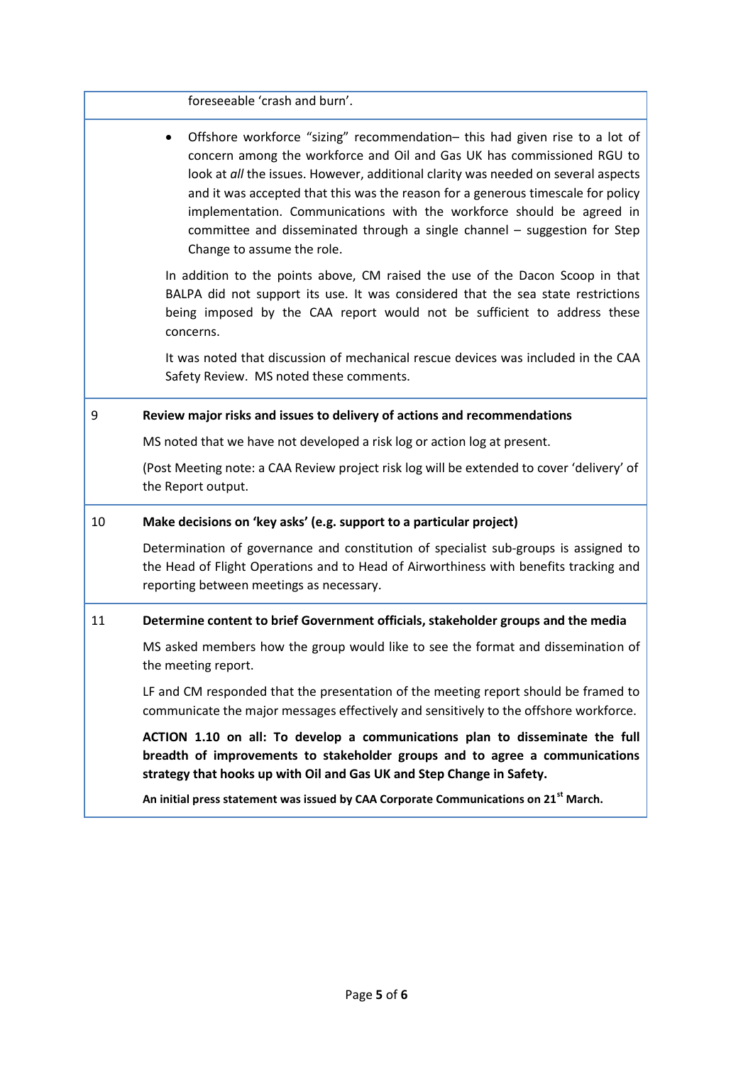| | |
|---|---|
| | foreseeable 'crash and burn'. |
| | • Offshore workforce "sizing" recommendation– this had given rise to a lot of concern among the workforce and Oil and Gas UK has commissioned RGU to look at *all* the issues. However, additional clarity was needed on several aspects and it was accepted that this was the reason for a generous timescale for policy implementation. Communications with the workforce should be agreed in committee and disseminated through a single channel – suggestion for Step Change to assume the role.<br><br>In addition to the points above, CM raised the use of the Dacon Scoop in that BALPA did not support its use. It was considered that the sea state restrictions being imposed by the CAA report would not be sufficient to address these concerns.<br><br>It was noted that discussion of mechanical rescue devices was included in the CAA Safety Review. MS noted these comments. |
| 9 | **Review major risks and issues to delivery of actions and recommendations**<br><br>MS noted that we have not developed a risk log or action log at present.<br><br>(Post Meeting note: a CAA Review project risk log will be extended to cover 'delivery' of the Report output. |
| 10 | **Make decisions on 'key asks' (e.g. support to a particular project)**<br><br>Determination of governance and constitution of specialist sub-groups is assigned to the Head of Flight Operations and to Head of Airworthiness with benefits tracking and reporting between meetings as necessary. |
| 11 | **Determine content to brief Government officials, stakeholder groups and the media**<br><br>MS asked members how the group would like to see the format and dissemination of the meeting report.<br><br>LF and CM responded that the presentation of the meeting report should be framed to communicate the major messages effectively and sensitively to the offshore workforce.<br><br>**ACTION 1.10 on all: To develop a communications plan to disseminate the full breadth of improvements to stakeholder groups and to agree a communications strategy that hooks up with Oil and Gas UK and Step Change in Safety.**<br><br>**An initial press statement was issued by CAA Corporate Communications on 21st March.** |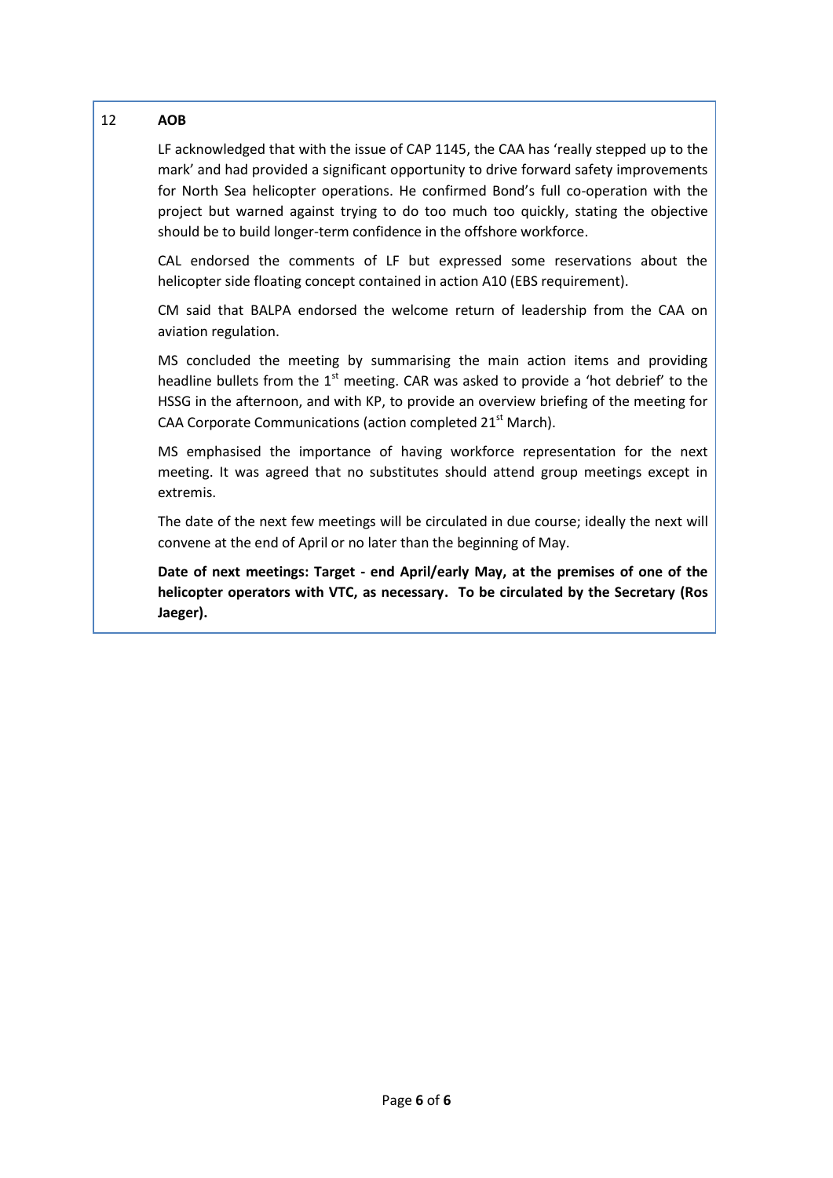## 12 AOB

LF acknowledged that with the issue of CAP 1145, the CAA has 'really stepped up to the mark' and had provided a significant opportunity to drive forward safety improvements for North Sea helicopter operations. He confirmed Bond's full co-operation with the project but warned against trying to do too much too quickly, stating the objective should be to build longer-term confidence in the offshore workforce.

CAL endorsed the comments of LF but expressed some reservations about the helicopter side floating concept contained in action A10 (EBS requirement).

CM said that BALPA endorsed the welcome return of leadership from the CAA on aviation regulation.

MS concluded the meeting by summarising the main action items and providing headline bullets from the 1st meeting. CAR was asked to provide a 'hot debrief' to the HSSG in the afternoon, and with KP, to provide an overview briefing of the meeting for CAA Corporate Communications (action completed 21st March).

MS emphasised the importance of having workforce representation for the next meeting. It was agreed that no substitutes should attend group meetings except in extremis.

The date of the next few meetings will be circulated in due course; ideally the next will convene at the end of April or no later than the beginning of May.

**Date of next meetings: Target - end April/early May, at the premises of one of the helicopter operators with VTC, as necessary. To be circulated by the Secretary (Ros Jaeger).**